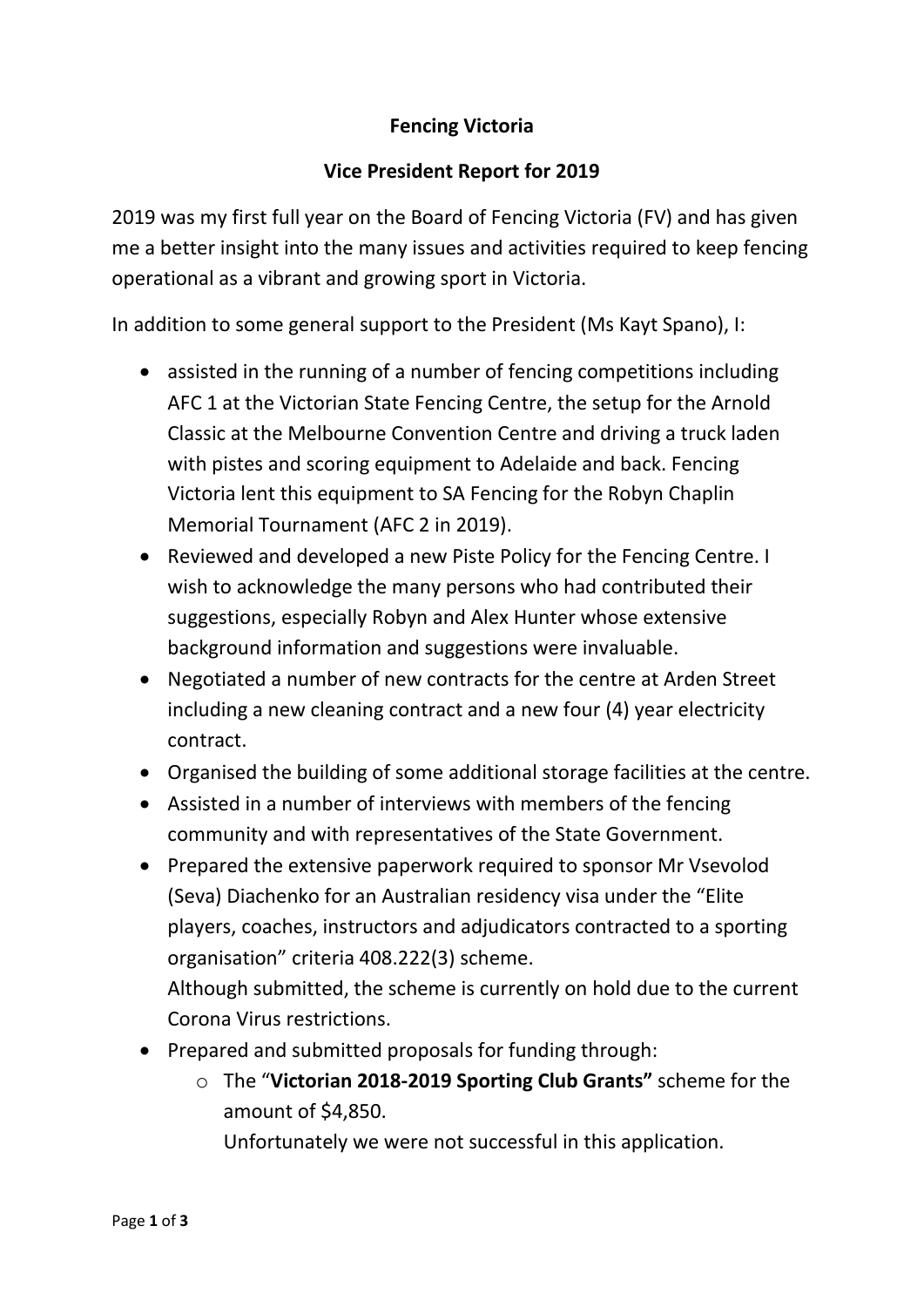# Fencing Victoria

## Vice President Report for 2019

2019 was my first full year on the Board of Fencing Victoria (FV) and has given me a better insight into the many issues and activities required to keep fencing operational as a vibrant and growing sport in Victoria.

In addition to some general support to the President (Ms Kayt Spano), I:

- assisted in the running of a number of fencing competitions including AFC 1 at the Victorian State Fencing Centre, the setup for the Arnold Classic at the Melbourne Convention Centre and driving a truck laden with pistes and scoring equipment to Adelaide and back. Fencing Victoria lent this equipment to SA Fencing for the Robyn Chaplin Memorial Tournament (AFC 2 in 2019).
- Reviewed and developed a new Piste Policy for the Fencing Centre. I wish to acknowledge the many persons who had contributed their suggestions, especially Robyn and Alex Hunter whose extensive background information and suggestions were invaluable.
- Negotiated a number of new contracts for the centre at Arden Street including a new cleaning contract and a new four (4) year electricity contract.
- Organised the building of some additional storage facilities at the centre.
- Assisted in a number of interviews with members of the fencing community and with representatives of the State Government.
- Prepared the extensive paperwork required to sponsor Mr Vsevolod (Seva) Diachenko for an Australian residency visa under the "Elite players, coaches, instructors and adjudicators contracted to a sporting organisation" criteria 408.222(3) scheme.
  Although submitted, the scheme is currently on hold due to the current Corona Virus restrictions.
- Prepared and submitted proposals for funding through:
  - The "**Victorian 2018-2019 Sporting Club Grants"** scheme for the amount of $4,850.
    Unfortunately we were not successful in this application.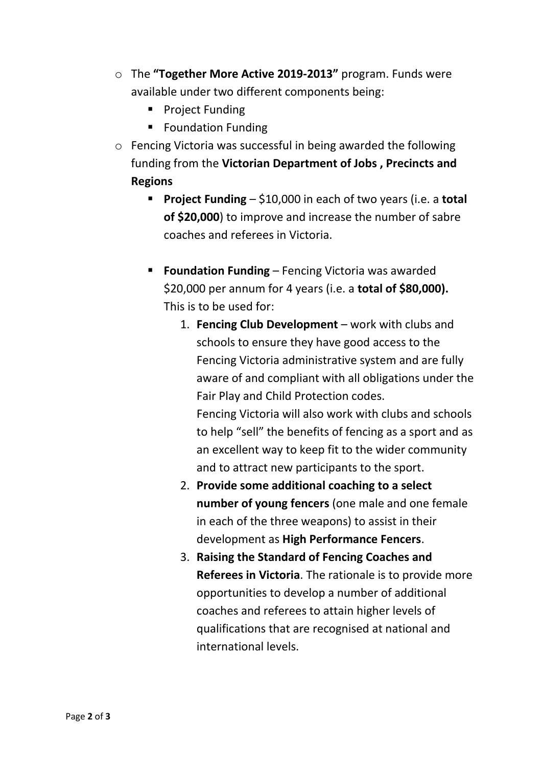- The **"Together More Active 2019-2013"** program. Funds were available under two different components being:
  - Project Funding
  - Foundation Funding
- Fencing Victoria was successful in being awarded the following funding from the **Victorian Department of Jobs , Precincts and Regions**
  - **Project Funding** – $10,000 in each of two years (i.e. a **total of $20,000**) to improve and increase the number of sabre coaches and referees in Victoria.

  - **Foundation Funding** – Fencing Victoria was awarded $20,000 per annum for 4 years (i.e. a **total of $80,000).** This is to be used for:
    1. **Fencing Club Development** – work with clubs and schools to ensure they have good access to the Fencing Victoria administrative system and are fully aware of and compliant with all obligations under the Fair Play and Child Protection codes.
       Fencing Victoria will also work with clubs and schools to help "sell" the benefits of fencing as a sport and as an excellent way to keep fit to the wider community and to attract new participants to the sport.
    2. **Provide some additional coaching to a select number of young fencers** (one male and one female in each of the three weapons) to assist in their development as **High Performance Fencers**.
    3. **Raising the Standard of Fencing Coaches and Referees in Victoria**. The rationale is to provide more opportunities to develop a number of additional coaches and referees to attain higher levels of qualifications that are recognised at national and international levels.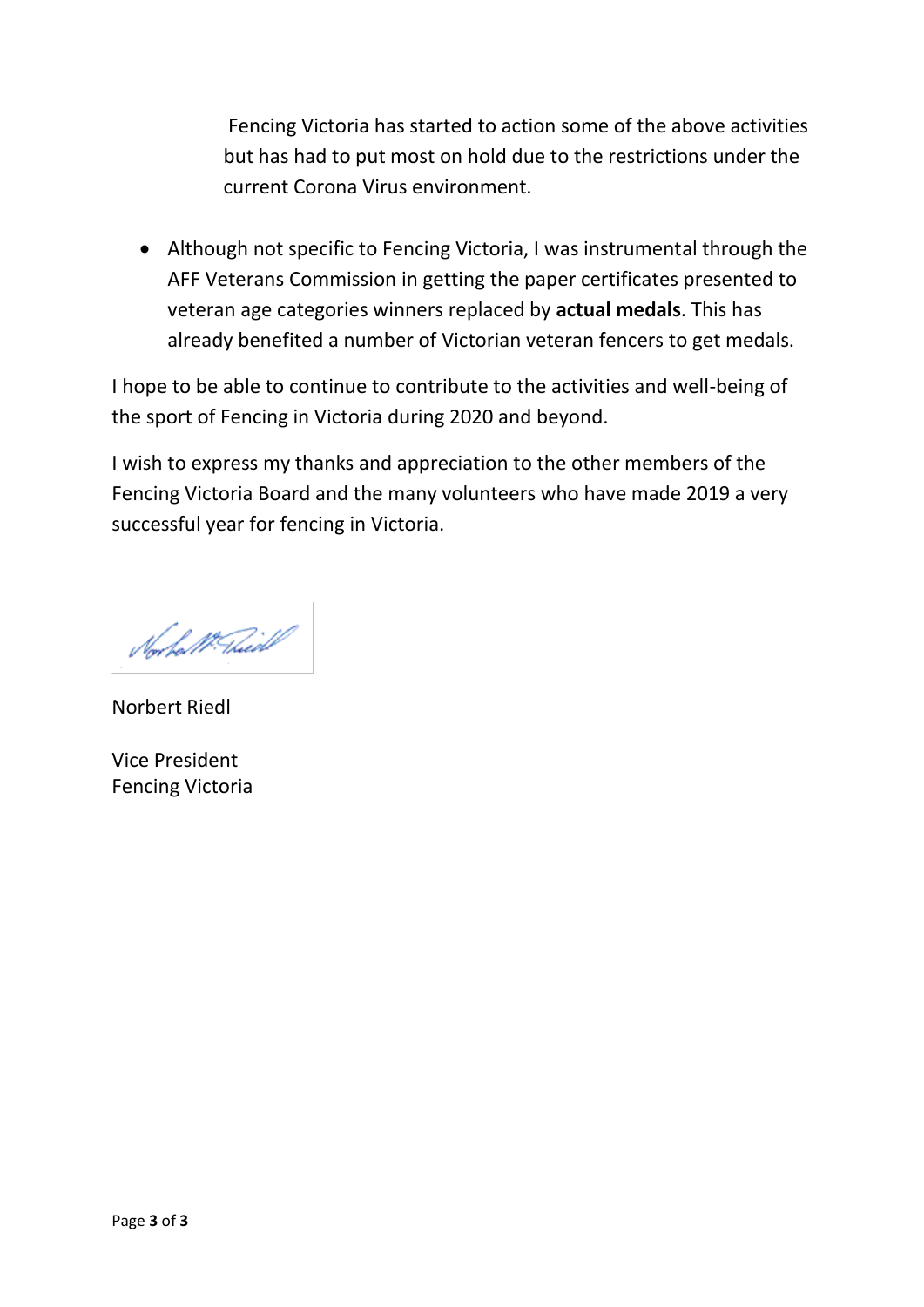Fencing Victoria has started to action some of the above activities but has had to put most on hold due to the restrictions under the current Corona Virus environment.

- Although not specific to Fencing Victoria, I was instrumental through the AFF Veterans Commission in getting the paper certificates presented to veteran age categories winners replaced by **actual medals**. This has already benefited a number of Victorian veteran fencers to get medals.

I hope to be able to continue to contribute to the activities and well-being of the sport of Fencing in Victoria during 2020 and beyond.

I wish to express my thanks and appreciation to the other members of the Fencing Victoria Board and the many volunteers who have made 2019 a very successful year for fencing in Victoria.

Norbert Riedl

Vice President
Fencing Victoria